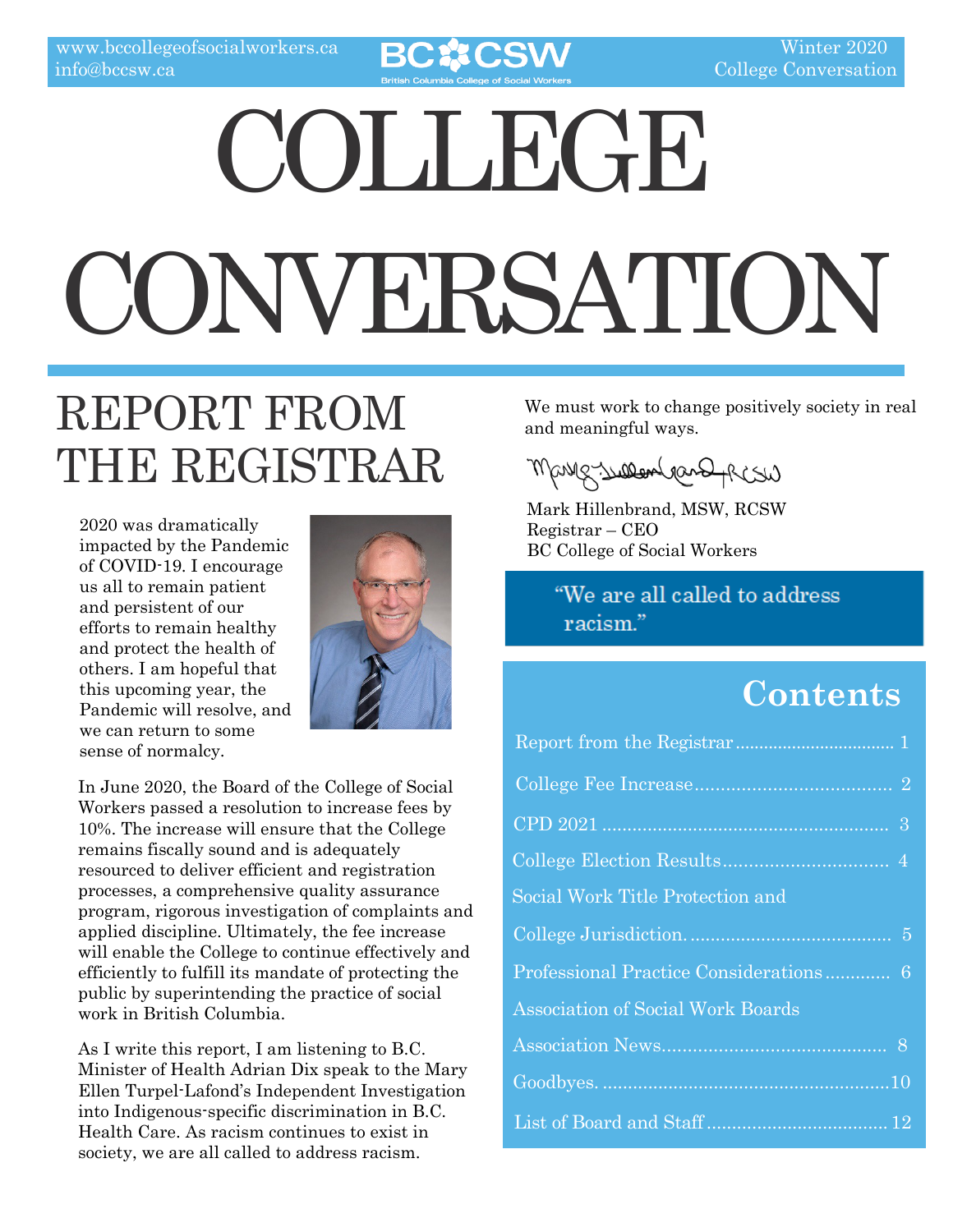www.bccollegeofsocialworkers.ca
info@bccsw.ca

BC CSW
British Columbia College of Social Workers

Winter 2020
College Conversation

# COLLEGE CONVERSATION

## REPORT FROM THE REGISTRAR

2020 was dramatically impacted by the Pandemic of COVID-19. I encourage us all to remain patient and persistent of our efforts to remain healthy and protect the health of others. I am hopeful that this upcoming year, the Pandemic will resolve, and we can return to some sense of normalcy.

In June 2020, the Board of the College of Social Workers passed a resolution to increase fees by 10%. The increase will ensure that the College remains fiscally sound and is adequately resourced to deliver efficient and registration processes, a comprehensive quality assurance program, rigorous investigation of complaints and applied discipline. Ultimately, the fee increase will enable the College to continue effectively and efficiently to fulfill its mandate of protecting the public by superintending the practice of social work in British Columbia.

As I write this report, I am listening to B.C. Minister of Health Adrian Dix speak to the Mary Ellen Turpel-Lafond's Independent Investigation into Indigenous-specific discrimination in B.C. Health Care. As racism continues to exist in society, we are all called to address racism. We must work to change positively society in real and meaningful ways.

Mark Hillenbrand, MSW, RCSW
Registrar – CEO
BC College of Social Workers

"We are all called to address racism."

## Contents

Report from the Registrar .................................. 1
College Fee Increase ....................................... 2
CPD 2021 ........................................................ 3
College Election Results ................................. 4
Social Work Title Protection and College Jurisdiction. ....................................... 5
Professional Practice Considerations ............. 6
Association of Social Work Boards Association News ........................................... 8
Goodbyes. ....................................................... 10
List of Board and Staff .................................... 12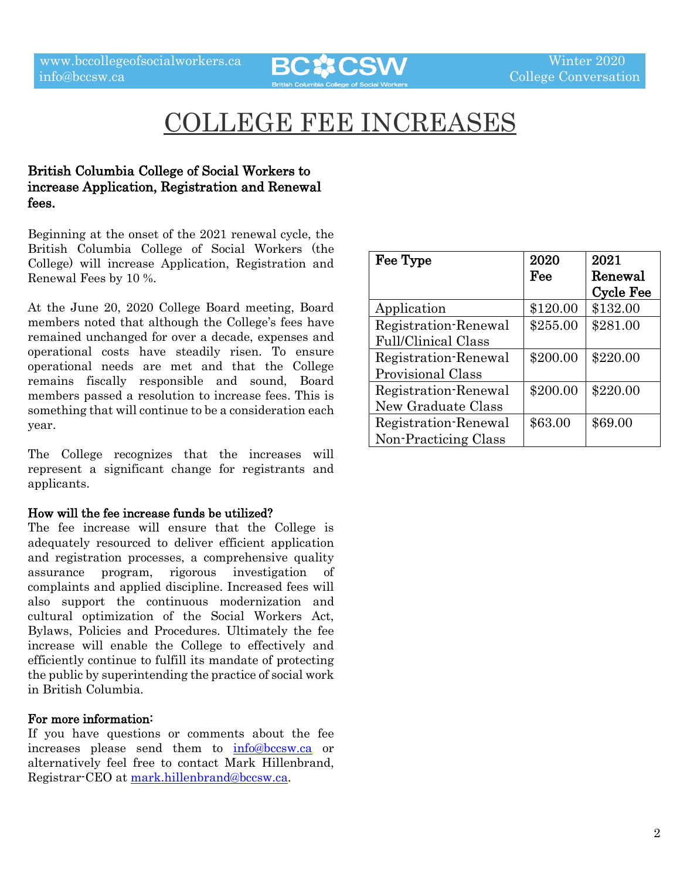# COLLEGE FEE INCREASES

**British Columbia College of Social Workers to increase Application, Registration and Renewal fees.**

Beginning at the onset of the 2021 renewal cycle, the British Columbia College of Social Workers (the College) will increase Application, Registration and Renewal Fees by 10 %.

At the June 20, 2020 College Board meeting, Board members noted that although the College's fees have remained unchanged for over a decade, expenses and operational costs have steadily risen. To ensure operational needs are met and that the College remains fiscally responsible and sound, Board members passed a resolution to increase fees. This is something that will continue to be a consideration each year.

The College recognizes that the increases will represent a significant change for registrants and applicants.

| Fee Type | 2020 Fee | 2021 Renewal Cycle Fee |
|---|---|---|
| Application | $120.00 | $132.00 |
| Registration-Renewal Full/Clinical Class | $255.00 | $281.00 |
| Registration-Renewal Provisional Class | $200.00 | $220.00 |
| Registration-Renewal New Graduate Class | $200.00 | $220.00 |
| Registration-Renewal Non-Practicing Class | $63.00 | $69.00 |

**How will the fee increase funds be utilized?**

The fee increase will ensure that the College is adequately resourced to deliver efficient application and registration processes, a comprehensive quality assurance program, rigorous investigation of complaints and applied discipline. Increased fees will also support the continuous modernization and cultural optimization of the Social Workers Act, Bylaws, Policies and Procedures. Ultimately the fee increase will enable the College to effectively and efficiently continue to fulfill its mandate of protecting the public by superintending the practice of social work in British Columbia.

**For more information:**

If you have questions or comments about the fee increases please send them to info@bccsw.ca or alternatively feel free to contact Mark Hillenbrand, Registrar-CEO at mark.hillenbrand@bccsw.ca.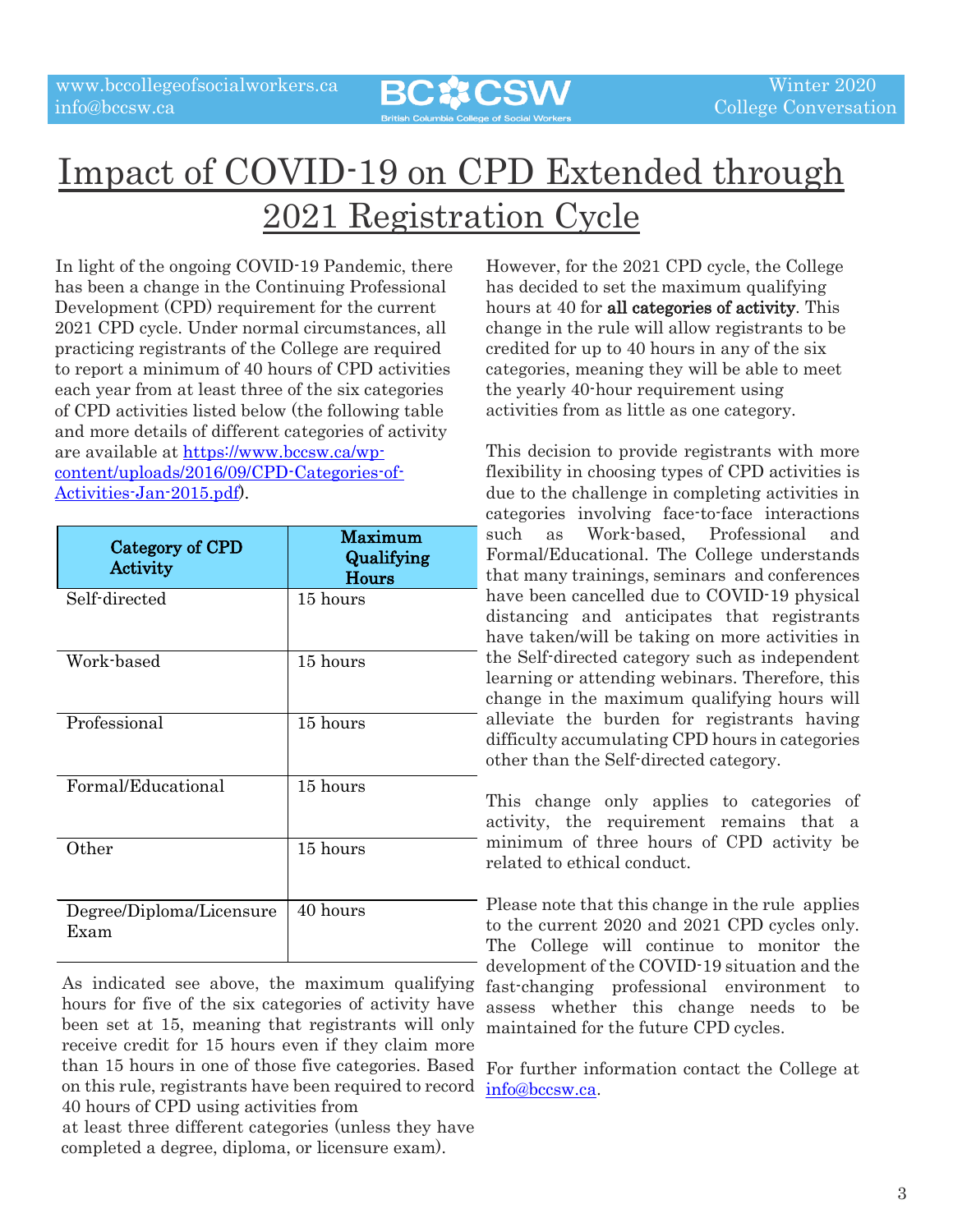# Impact of COVID-19 on CPD Extended through 2021 Registration Cycle

In light of the ongoing COVID-19 Pandemic, there has been a change in the Continuing Professional Development (CPD) requirement for the current 2021 CPD cycle. Under normal circumstances, all practicing registrants of the College are required to report a minimum of 40 hours of CPD activities each year from at least three of the six categories of CPD activities listed below (the following table and more details of different categories of activity are available at [https://www.bccsw.ca/wp-content/uploads/2016/09/CPD-Categories-of-Activities-Jan-2015.pdf](https://www.bccsw.ca/wp-content/uploads/2016/09/CPD-Categories-of-Activities-Jan-2015.pdf)).

| Category of CPD Activity | Maximum Qualifying Hours |
|---|---|
| Self-directed | 15 hours |
| Work-based | 15 hours |
| Professional | 15 hours |
| Formal/Educational | 15 hours |
| Other | 15 hours |
| Degree/Diploma/Licensure Exam | 40 hours |

As indicated see above, the maximum qualifying hours for five of the six categories of activity have been set at 15, meaning that registrants will only receive credit for 15 hours even if they claim more than 15 hours in one of those five categories. Based on this rule, registrants have been required to record 40 hours of CPD using activities from at least three different categories (unless they have completed a degree, diploma, or licensure exam).

However, for the 2021 CPD cycle, the College has decided to set the maximum qualifying hours at 40 for **all categories of activity**. This change in the rule will allow registrants to be credited for up to 40 hours in any of the six categories, meaning they will be able to meet the yearly 40-hour requirement using activities from as little as one category.

This decision to provide registrants with more flexibility in choosing types of CPD activities is due to the challenge in completing activities in categories involving face-to-face interactions such as Work-based, Professional and Formal/Educational. The College understands that many trainings, seminars and conferences have been cancelled due to COVID-19 physical distancing and anticipates that registrants have taken/will be taking on more activities in the Self-directed category such as independent learning or attending webinars. Therefore, this change in the maximum qualifying hours will alleviate the burden for registrants having difficulty accumulating CPD hours in categories other than the Self-directed category.

This change only applies to categories of activity, the requirement remains that a minimum of three hours of CPD activity be related to ethical conduct.

Please note that this change in the rule applies to the current 2020 and 2021 CPD cycles only. The College will continue to monitor the development of the COVID-19 situation and the fast-changing professional environment to assess whether this change needs to be maintained for the future CPD cycles.

For further information contact the College at [info@bccsw.ca](mailto:info@bccsw.ca).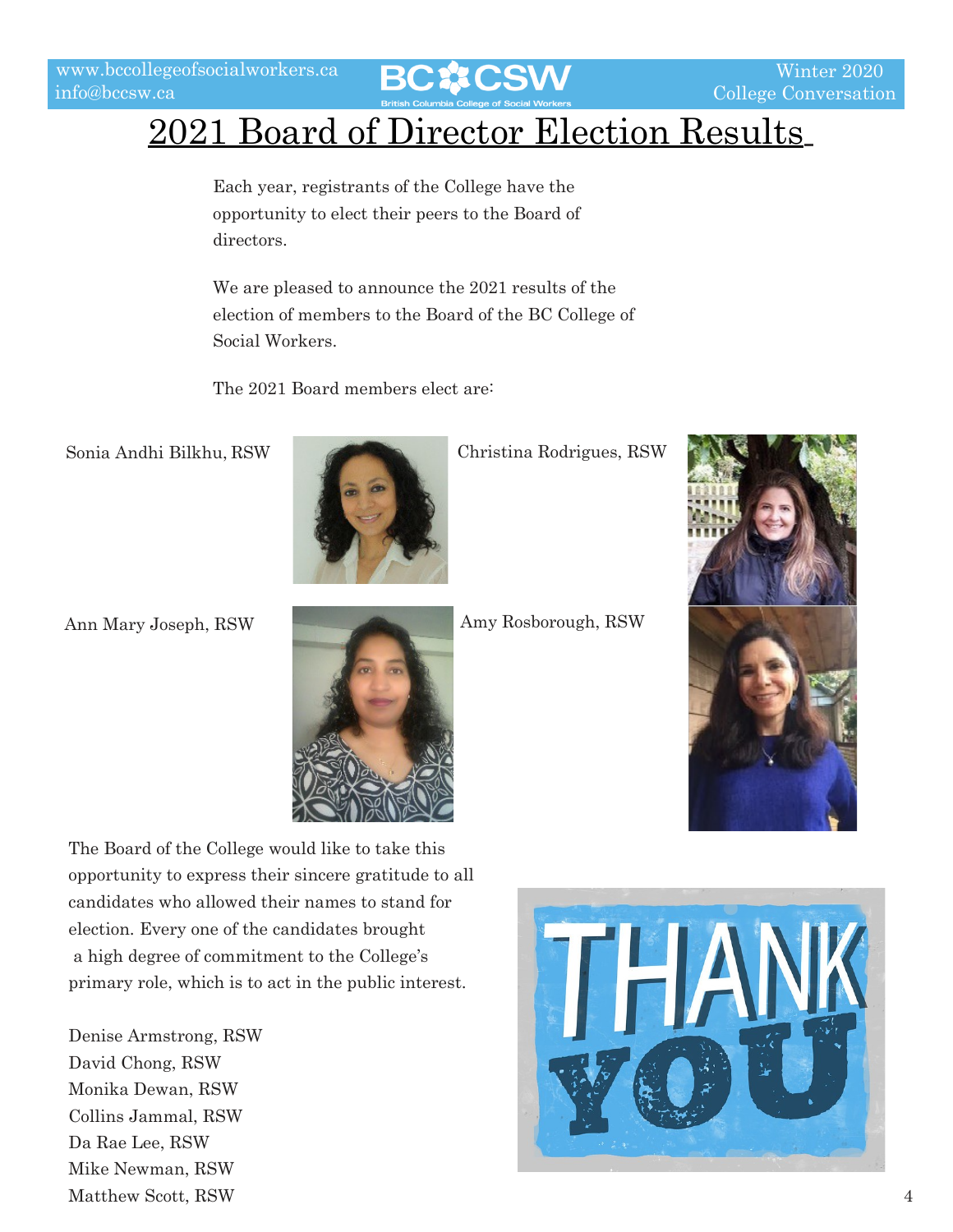# 2021 Board of Director Election Results

Each year, registrants of the College have the opportunity to elect their peers to the Board of directors.

We are pleased to announce the 2021 results of the election of members to the Board of the BC College of Social Workers.

The 2021 Board members elect are:

Sonia Andhi Bilkhu, RSW

Christina Rodrigues, RSW

Ann Mary Joseph, RSW

Amy Rosborough, RSW

The Board of the College would like to take this opportunity to express their sincere gratitude to all candidates who allowed their names to stand for election. Every one of the candidates brought a high degree of commitment to the College's primary role, which is to act in the public interest.

Denise Armstrong, RSW
David Chong, RSW
Monika Dewan, RSW
Collins Jammal, RSW
Da Rae Lee, RSW
Mike Newman, RSW
Matthew Scott, RSW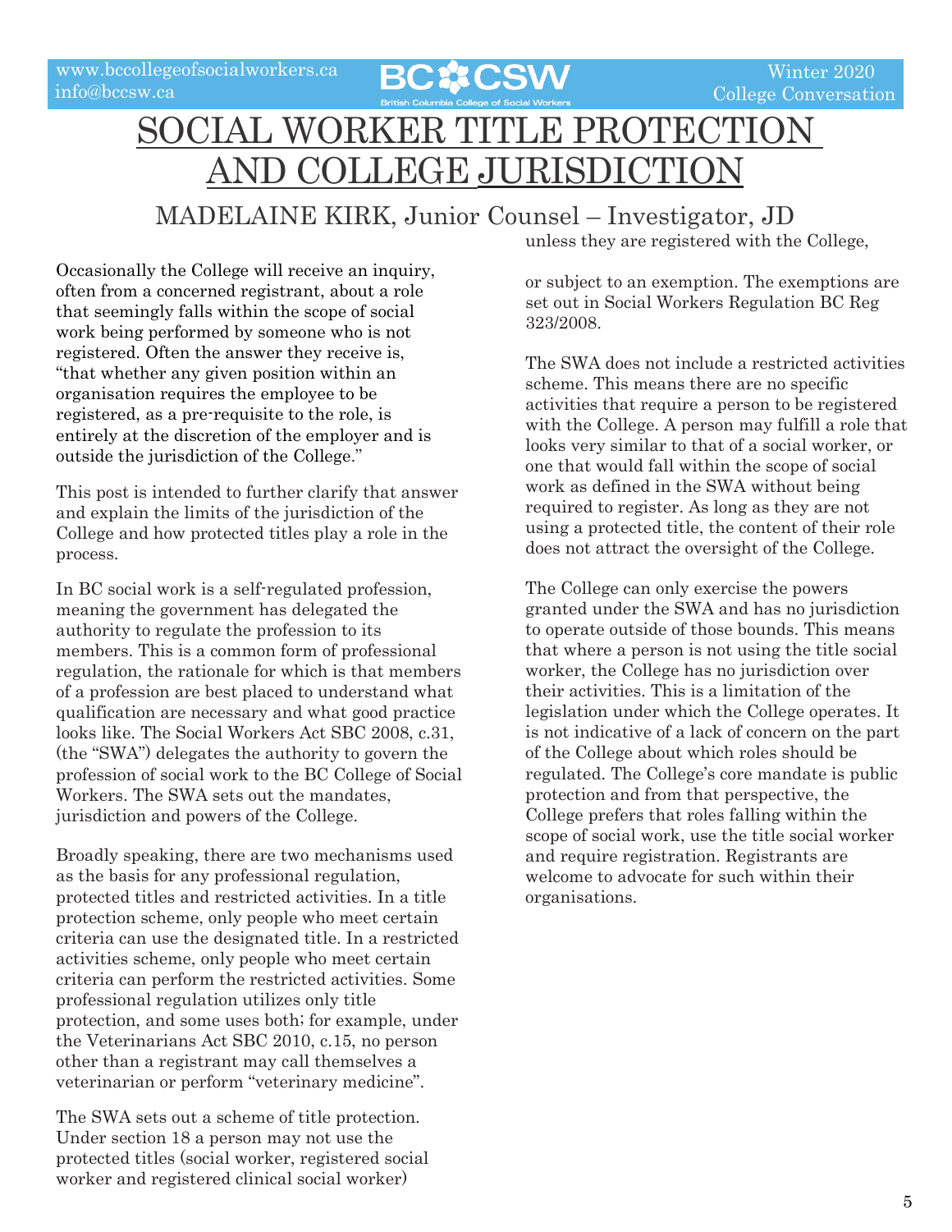# SOCIAL WORKER TITLE PROTECTION AND COLLEGE JURISDICTION

## MADELAINE KIRK, Junior Counsel – Investigator, JD

Occasionally the College will receive an inquiry, often from a concerned registrant, about a role that seemingly falls within the scope of social work being performed by someone who is not registered. Often the answer they receive is, "that whether any given position within an organisation requires the employee to be registered, as a pre-requisite to the role, is entirely at the discretion of the employer and is outside the jurisdiction of the College."

This post is intended to further clarify that answer and explain the limits of the jurisdiction of the College and how protected titles play a role in the process.

In BC social work is a self-regulated profession, meaning the government has delegated the authority to regulate the profession to its members. This is a common form of professional regulation, the rationale for which is that members of a profession are best placed to understand what qualification are necessary and what good practice looks like. The Social Workers Act SBC 2008, c.31, (the "SWA") delegates the authority to govern the profession of social work to the BC College of Social Workers. The SWA sets out the mandates, jurisdiction and powers of the College.

Broadly speaking, there are two mechanisms used as the basis for any professional regulation, protected titles and restricted activities. In a title protection scheme, only people who meet certain criteria can use the designated title. In a restricted activities scheme, only people who meet certain criteria can perform the restricted activities. Some professional regulation utilizes only title protection, and some uses both; for example, under the Veterinarians Act SBC 2010, c.15, no person other than a registrant may call themselves a veterinarian or perform "veterinary medicine".

The SWA sets out a scheme of title protection. Under section 18 a person may not use the protected titles (social worker, registered social worker and registered clinical social worker) unless they are registered with the College, or subject to an exemption. The exemptions are set out in Social Workers Regulation BC Reg 323/2008.

The SWA does not include a restricted activities scheme. This means there are no specific activities that require a person to be registered with the College. A person may fulfill a role that looks very similar to that of a social worker, or one that would fall within the scope of social work as defined in the SWA without being required to register. As long as they are not using a protected title, the content of their role does not attract the oversight of the College.

The College can only exercise the powers granted under the SWA and has no jurisdiction to operate outside of those bounds. This means that where a person is not using the title social worker, the College has no jurisdiction over their activities. This is a limitation of the legislation under which the College operates. It is not indicative of a lack of concern on the part of the College about which roles should be regulated. The College's core mandate is public protection and from that perspective, the College prefers that roles falling within the scope of social work, use the title social worker and require registration. Registrants are welcome to advocate for such within their organisations.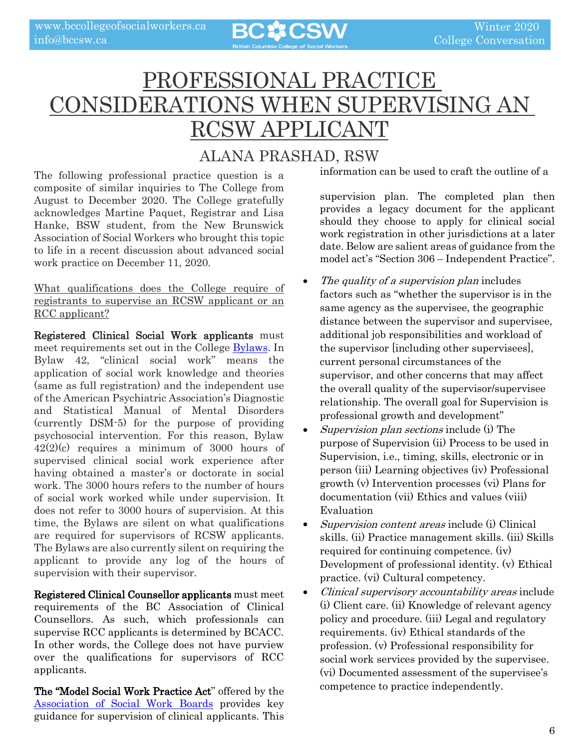# PROFESSIONAL PRACTICE CONSIDERATIONS WHEN SUPERVISING AN RCSW APPLICANT

## ALANA PRASHAD, RSW

The following professional practice question is a composite of similar inquiries to The College from August to December 2020. The College gratefully acknowledges Martine Paquet, Registrar and Lisa Hanke, BSW student, from the New Brunswick Association of Social Workers who brought this topic to life in a recent discussion about advanced social work practice on December 11, 2020.

What qualifications does the College require of registrants to supervise an RCSW applicant or an RCC applicant?

**Registered Clinical Social Work applicants** must meet requirements set out in the College Bylaws. In Bylaw 42, "clinical social work" means the application of social work knowledge and theories (same as full registration) and the independent use of the American Psychiatric Association's Diagnostic and Statistical Manual of Mental Disorders (currently DSM-5) for the purpose of providing psychosocial intervention. For this reason, Bylaw 42(2)(c) requires a minimum of 3000 hours of supervised clinical social work experience after having obtained a master's or doctorate in social work. The 3000 hours refers to the number of hours of social work worked while under supervision. It does not refer to 3000 hours of supervision. At this time, the Bylaws are silent on what qualifications are required for supervisors of RCSW applicants. The Bylaws are also currently silent on requiring the applicant to provide any log of the hours of supervision with their supervisor.

**Registered Clinical Counsellor applicants** must meet requirements of the BC Association of Clinical Counsellors. As such, which professionals can supervise RCC applicants is determined by BCACC. In other words, the College does not have purview over the qualifications for supervisors of RCC applicants.

**The "Model Social Work Practice Act"** offered by the Association of Social Work Boards provides key guidance for supervision of clinical applicants. This information can be used to craft the outline of a supervision plan. The completed plan then provides a legacy document for the applicant should they choose to apply for clinical social work registration in other jurisdictions at a later date. Below are salient areas of guidance from the model act's "Section 306 – Independent Practice".

- *The quality of a supervision plan* includes factors such as "whether the supervisor is in the same agency as the supervisee, the geographic distance between the supervisor and supervisee, additional job responsibilities and workload of the supervisor [including other supervisees], current personal circumstances of the supervisor, and other concerns that may affect the overall quality of the supervisor/supervisee relationship. The overall goal for Supervision is professional growth and development"
- *Supervision plan sections* include (i) The purpose of Supervision (ii) Process to be used in Supervision, i.e., timing, skills, electronic or in person (iii) Learning objectives (iv) Professional growth (v) Intervention processes (vi) Plans for documentation (vii) Ethics and values (viii) Evaluation
- *Supervision content areas* include (i) Clinical skills. (ii) Practice management skills. (iii) Skills required for continuing competence. (iv) Development of professional identity. (v) Ethical practice. (vi) Cultural competency.
- *Clinical supervisory accountability areas* include (i) Client care. (ii) Knowledge of relevant agency policy and procedure. (iii) Legal and regulatory requirements. (iv) Ethical standards of the profession. (v) Professional responsibility for social work services provided by the supervisee. (vi) Documented assessment of the supervisee's competence to practice independently.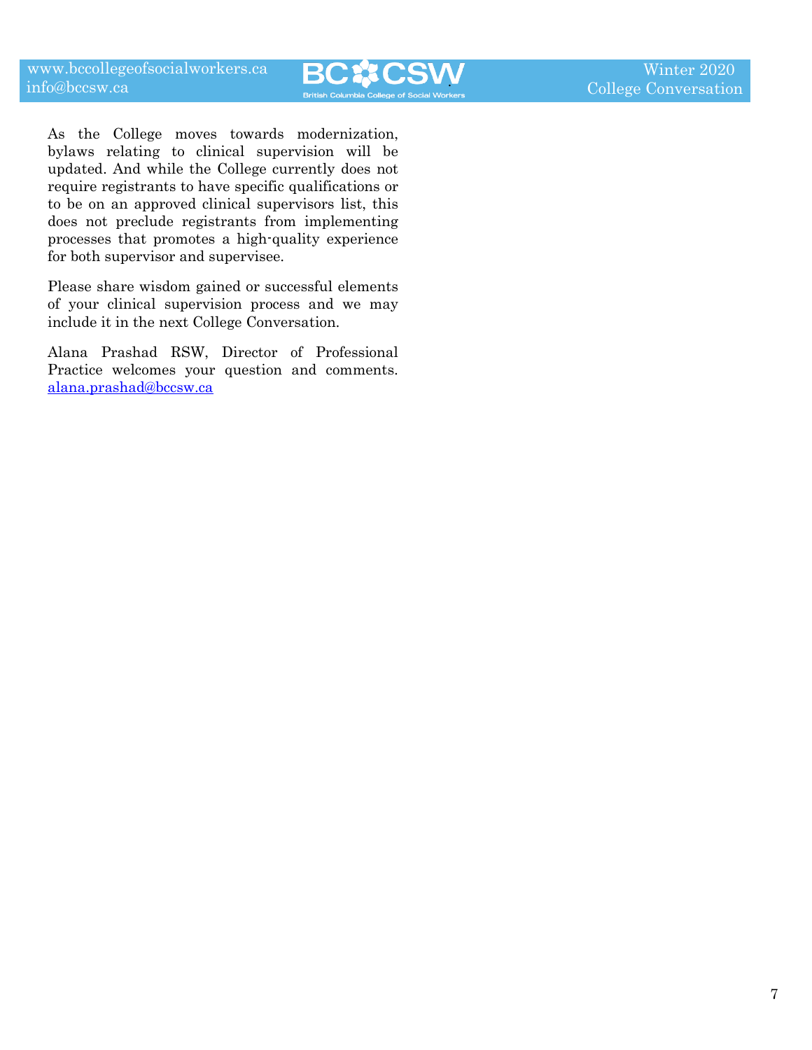As the College moves towards modernization, bylaws relating to clinical supervision will be updated. And while the College currently does not require registrants to have specific qualifications or to be on an approved clinical supervisors list, this does not preclude registrants from implementing processes that promotes a high-quality experience for both supervisor and supervisee.

Please share wisdom gained or successful elements of your clinical supervision process and we may include it in the next College Conversation.

Alana Prashad RSW, Director of Professional Practice welcomes your question and comments. [alana.prashad@bccsw.ca](mailto:alana.prashad@bccsw.ca)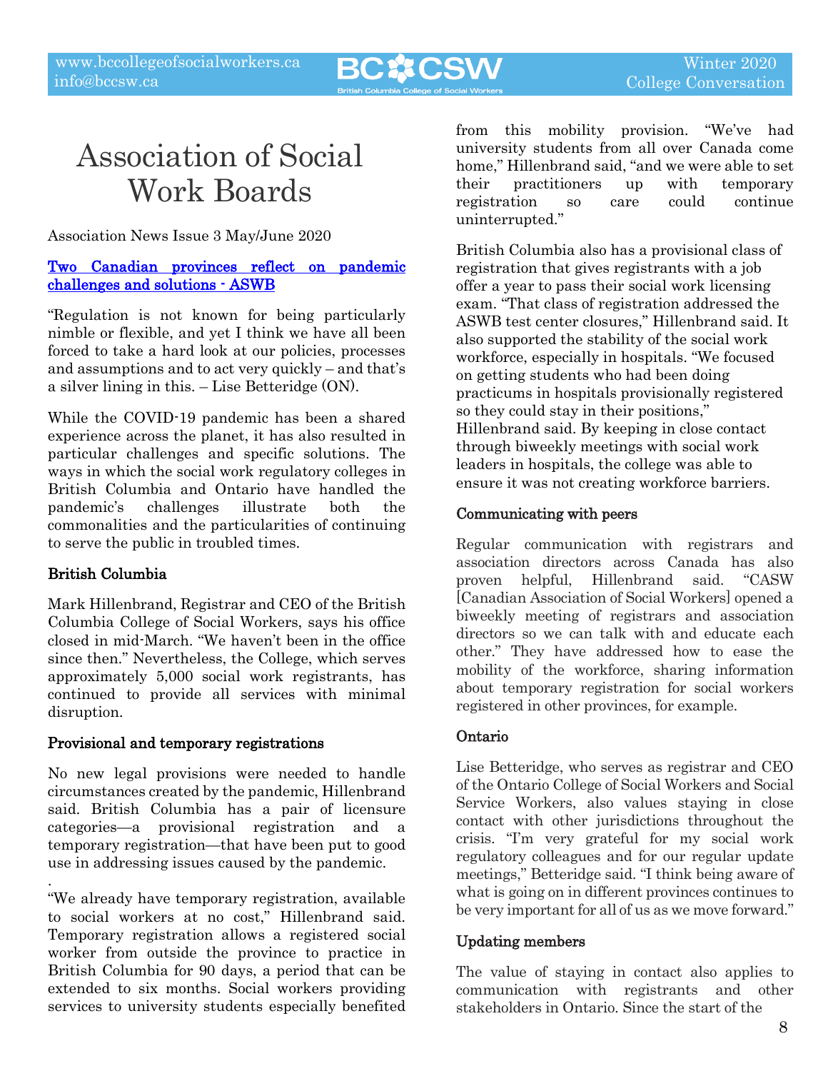# Association of Social Work Boards

Association News Issue 3 May/June 2020

[Two Canadian provinces reflect on pandemic challenges and solutions - ASWB]

"Regulation is not known for being particularly nimble or flexible, and yet I think we have all been forced to take a hard look at our policies, processes and assumptions and to act very quickly – and that's a silver lining in this. – Lise Betteridge (ON).

While the COVID-19 pandemic has been a shared experience across the planet, it has also resulted in particular challenges and specific solutions. The ways in which the social work regulatory colleges in British Columbia and Ontario have handled the pandemic's challenges illustrate both the commonalities and the particularities of continuing to serve the public in troubled times.

### British Columbia

Mark Hillenbrand, Registrar and CEO of the British Columbia College of Social Workers, says his office closed in mid-March. "We haven't been in the office since then." Nevertheless, the College, which serves approximately 5,000 social work registrants, has continued to provide all services with minimal disruption.

### Provisional and temporary registrations

No new legal provisions were needed to handle circumstances created by the pandemic, Hillenbrand said. British Columbia has a pair of licensure categories—a provisional registration and a temporary registration—that have been put to good use in addressing issues caused by the pandemic.

"We already have temporary registration, available to social workers at no cost," Hillenbrand said. Temporary registration allows a registered social worker from outside the province to practice in British Columbia for 90 days, a period that can be extended to six months. Social workers providing services to university students especially benefited from this mobility provision. "We've had university students from all over Canada come home," Hillenbrand said, "and we were able to set their practitioners up with temporary registration so care could continue uninterrupted."

British Columbia also has a provisional class of registration that gives registrants with a job offer a year to pass their social work licensing exam. "That class of registration addressed the ASWB test center closures," Hillenbrand said. It also supported the stability of the social work workforce, especially in hospitals. "We focused on getting students who had been doing practicums in hospitals provisionally registered so they could stay in their positions," Hillenbrand said. By keeping in close contact through biweekly meetings with social work leaders in hospitals, the college was able to ensure it was not creating workforce barriers.

### Communicating with peers

Regular communication with registrars and association directors across Canada has also proven helpful, Hillenbrand said. "CASW [Canadian Association of Social Workers] opened a biweekly meeting of registrars and association directors so we can talk with and educate each other." They have addressed how to ease the mobility of the workforce, sharing information about temporary registration for social workers registered in other provinces, for example.

### Ontario

Lise Betteridge, who serves as registrar and CEO of the Ontario College of Social Workers and Social Service Workers, also values staying in close contact with other jurisdictions throughout the crisis. "I'm very grateful for my social work regulatory colleagues and for our regular update meetings," Betteridge said. "I think being aware of what is going on in different provinces continues to be very important for all of us as we move forward."

### Updating members

The value of staying in contact also applies to communication with registrants and other stakeholders in Ontario. Since the start of the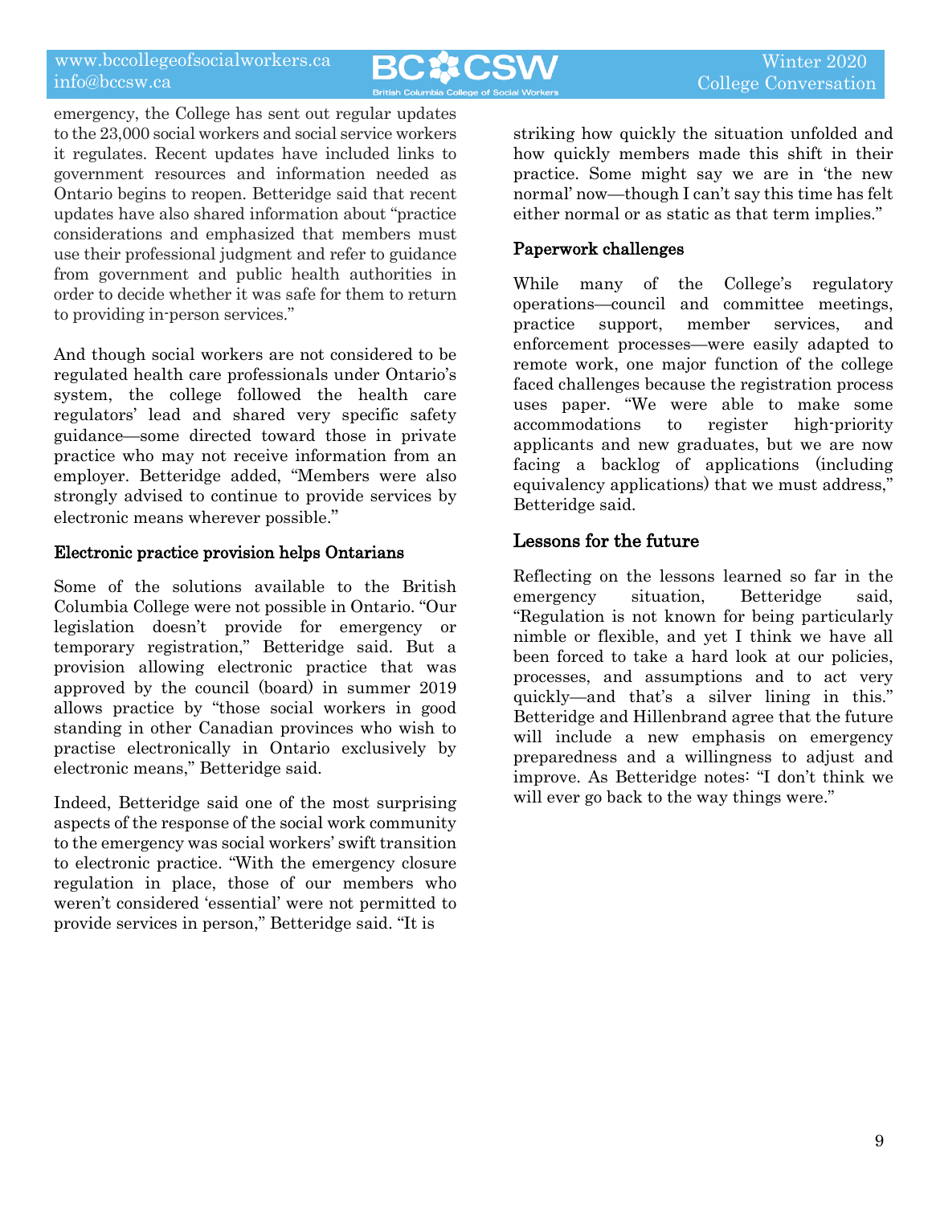emergency, the College has sent out regular updates to the 23,000 social workers and social service workers it regulates. Recent updates have included links to government resources and information needed as Ontario begins to reopen. Betteridge said that recent updates have also shared information about "practice considerations and emphasized that members must use their professional judgment and refer to guidance from government and public health authorities in order to decide whether it was safe for them to return to providing in-person services."

And though social workers are not considered to be regulated health care professionals under Ontario's system, the college followed the health care regulators' lead and shared very specific safety guidance—some directed toward those in private practice who may not receive information from an employer. Betteridge added, "Members were also strongly advised to continue to provide services by electronic means wherever possible."

**Electronic practice provision helps Ontarians**

Some of the solutions available to the British Columbia College were not possible in Ontario. "Our legislation doesn't provide for emergency or temporary registration," Betteridge said. But a provision allowing electronic practice that was approved by the council (board) in summer 2019 allows practice by "those social workers in good standing in other Canadian provinces who wish to practise electronically in Ontario exclusively by electronic means," Betteridge said.

Indeed, Betteridge said one of the most surprising aspects of the response of the social work community to the emergency was social workers' swift transition to electronic practice. "With the emergency closure regulation in place, those of our members who weren't considered 'essential' were not permitted to provide services in person," Betteridge said. "It is striking how quickly the situation unfolded and how quickly members made this shift in their practice. Some might say we are in 'the new normal' now—though I can't say this time has felt either normal or as static as that term implies."

**Paperwork challenges**

While many of the College's regulatory operations—council and committee meetings, practice support, member services, and enforcement processes—were easily adapted to remote work, one major function of the college faced challenges because the registration process uses paper. "We were able to make some accommodations to register high-priority applicants and new graduates, but we are now facing a backlog of applications (including equivalency applications) that we must address," Betteridge said.

## Lessons for the future

Reflecting on the lessons learned so far in the emergency situation, Betteridge said, "Regulation is not known for being particularly nimble or flexible, and yet I think we have all been forced to take a hard look at our policies, processes, and assumptions and to act very quickly—and that's a silver lining in this." Betteridge and Hillenbrand agree that the future will include a new emphasis on emergency preparedness and a willingness to adjust and improve. As Betteridge notes: "I don't think we will ever go back to the way things were."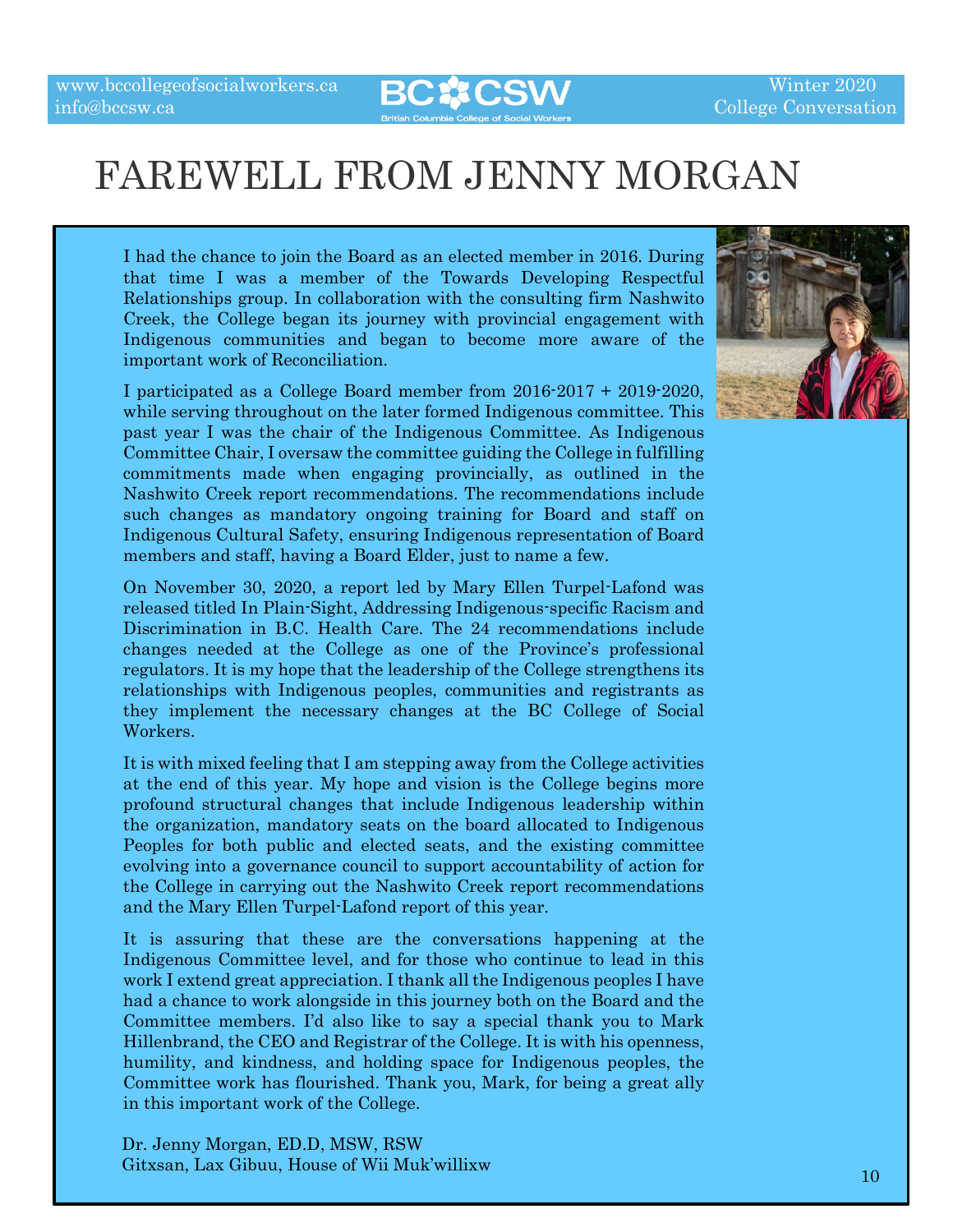# FAREWELL FROM JENNY MORGAN

I had the chance to join the Board as an elected member in 2016. During that time I was a member of the Towards Developing Respectful Relationships group. In collaboration with the consulting firm Nashwito Creek, the College began its journey with provincial engagement with Indigenous communities and began to become more aware of the important work of Reconciliation.

I participated as a College Board member from 2016-2017 + 2019-2020, while serving throughout on the later formed Indigenous committee. This past year I was the chair of the Indigenous Committee. As Indigenous Committee Chair, I oversaw the committee guiding the College in fulfilling commitments made when engaging provincially, as outlined in the Nashwito Creek report recommendations. The recommendations include such changes as mandatory ongoing training for Board and staff on Indigenous Cultural Safety, ensuring Indigenous representation of Board members and staff, having a Board Elder, just to name a few.

On November 30, 2020, a report led by Mary Ellen Turpel-Lafond was released titled In Plain-Sight, Addressing Indigenous-specific Racism and Discrimination in B.C. Health Care. The 24 recommendations include changes needed at the College as one of the Province's professional regulators. It is my hope that the leadership of the College strengthens its relationships with Indigenous peoples, communities and registrants as they implement the necessary changes at the BC College of Social Workers.

It is with mixed feeling that I am stepping away from the College activities at the end of this year. My hope and vision is the College begins more profound structural changes that include Indigenous leadership within the organization, mandatory seats on the board allocated to Indigenous Peoples for both public and elected seats, and the existing committee evolving into a governance council to support accountability of action for the College in carrying out the Nashwito Creek report recommendations and the Mary Ellen Turpel-Lafond report of this year.

It is assuring that these are the conversations happening at the Indigenous Committee level, and for those who continue to lead in this work I extend great appreciation. I thank all the Indigenous peoples I have had a chance to work alongside in this journey both on the Board and the Committee members. I'd also like to say a special thank you to Mark Hillenbrand, the CEO and Registrar of the College. It is with his openness, humility, and kindness, and holding space for Indigenous peoples, the Committee work has flourished. Thank you, Mark, for being a great ally in this important work of the College.

Dr. Jenny Morgan, ED.D, MSW, RSW
Gitxsan, Lax Gibuu, House of Wii Muk'willixw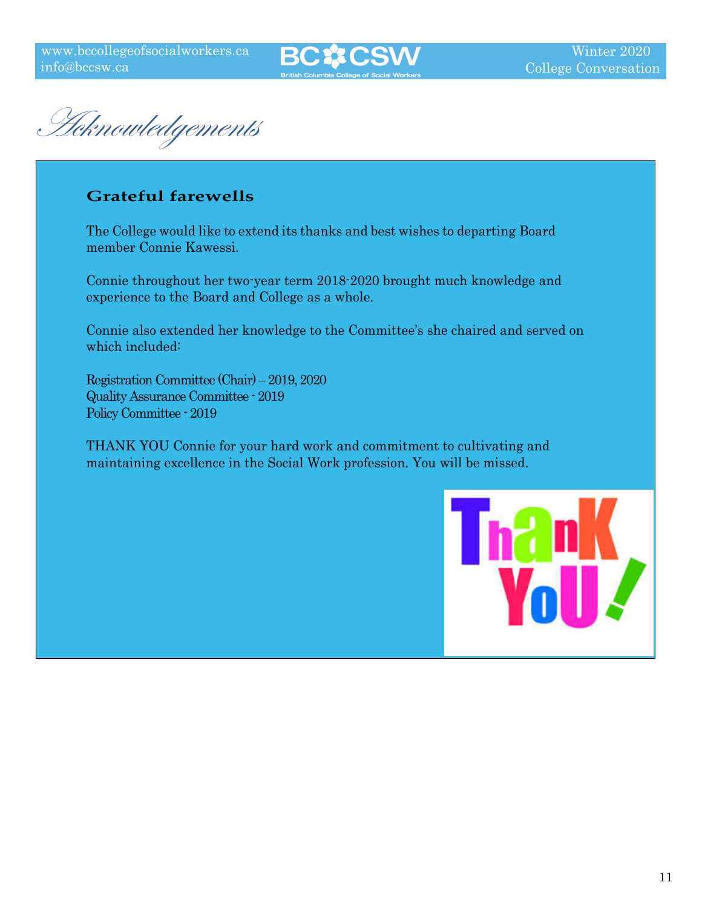# Acknowledgements

## Grateful farewells

The College would like to extend its thanks and best wishes to departing Board member Connie Kawessi.

Connie throughout her two-year term 2018-2020 brought much knowledge and experience to the Board and College as a whole.

Connie also extended her knowledge to the Committee's she chaired and served on which included:

Registration Committee (Chair) – 2019, 2020
Quality Assurance Committee - 2019
Policy Committee - 2019

THANK YOU Connie for your hard work and commitment to cultivating and maintaining excellence in the Social Work profession. You will be missed.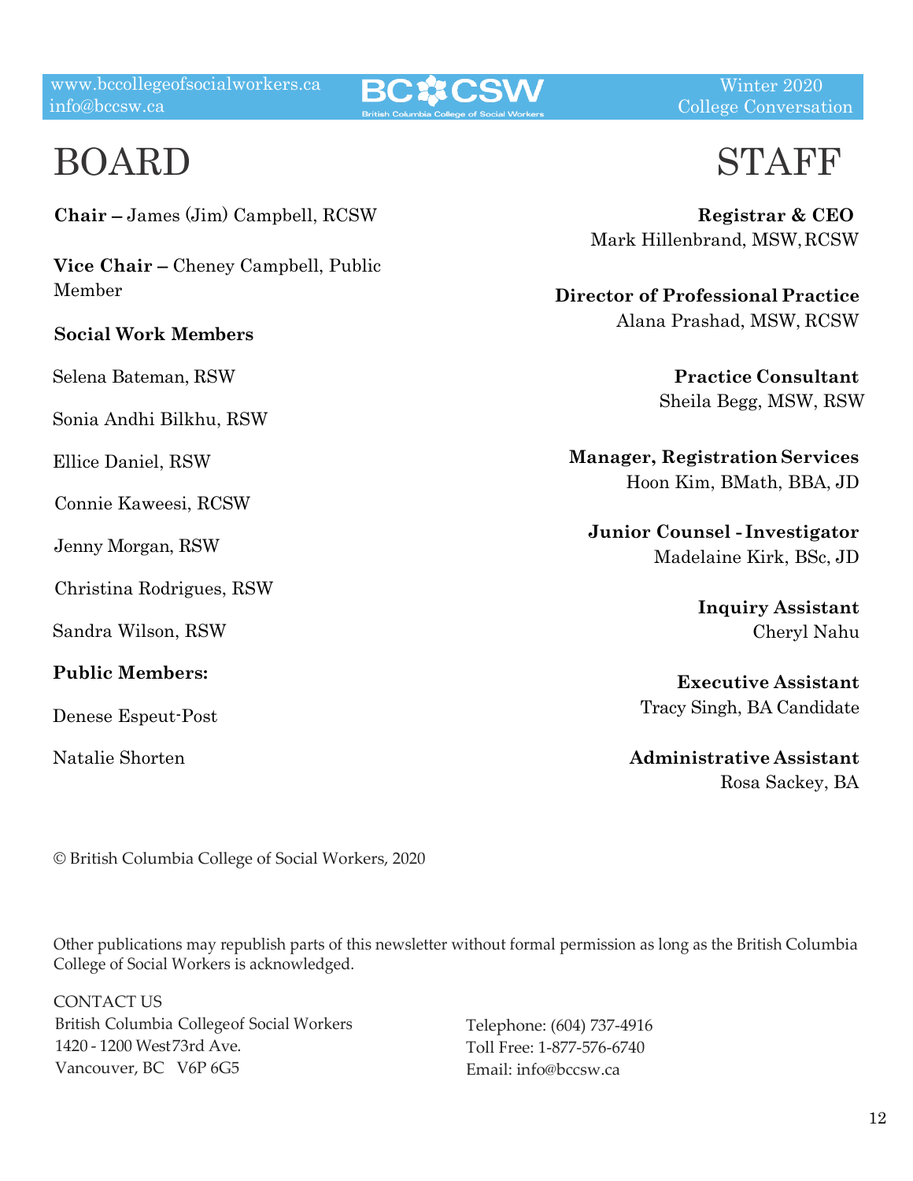# BOARD

**Chair –** James (Jim) Campbell, RCSW

**Vice Chair –** Cheney Campbell, Public Member

**Social Work Members**

Selena Bateman, RSW

Sonia Andhi Bilkhu, RSW

Ellice Daniel, RSW

Connie Kaweesi, RCSW

Jenny Morgan, RSW

Christina Rodrigues, RSW

Sandra Wilson, RSW

**Public Members:**

Denese Espeut-Post

Natalie Shorten

# STAFF

**Registrar & CEO**
Mark Hillenbrand, MSW, RCSW

**Director of Professional Practice**
Alana Prashad, MSW, RCSW

**Practice Consultant**
Sheila Begg, MSW, RSW

**Manager, Registration Services**
Hoon Kim, BMath, BBA, JD

**Junior Counsel - Investigator**
Madelaine Kirk, BSc, JD

**Inquiry Assistant**
Cheryl Nahu

**Executive Assistant**
Tracy Singh, BA Candidate

**Administrative Assistant**
Rosa Sackey, BA

© British Columbia College of Social Workers, 2020

Other publications may republish parts of this newsletter without formal permission as long as the British Columbia College of Social Workers is acknowledged.

CONTACT US
British Columbia College of Social Workers
1420 - 1200 West 73rd Ave.
Vancouver, BC V6P 6G5

Telephone: (604) 737-4916
Toll Free: 1-877-576-6740
Email: info@bccsw.ca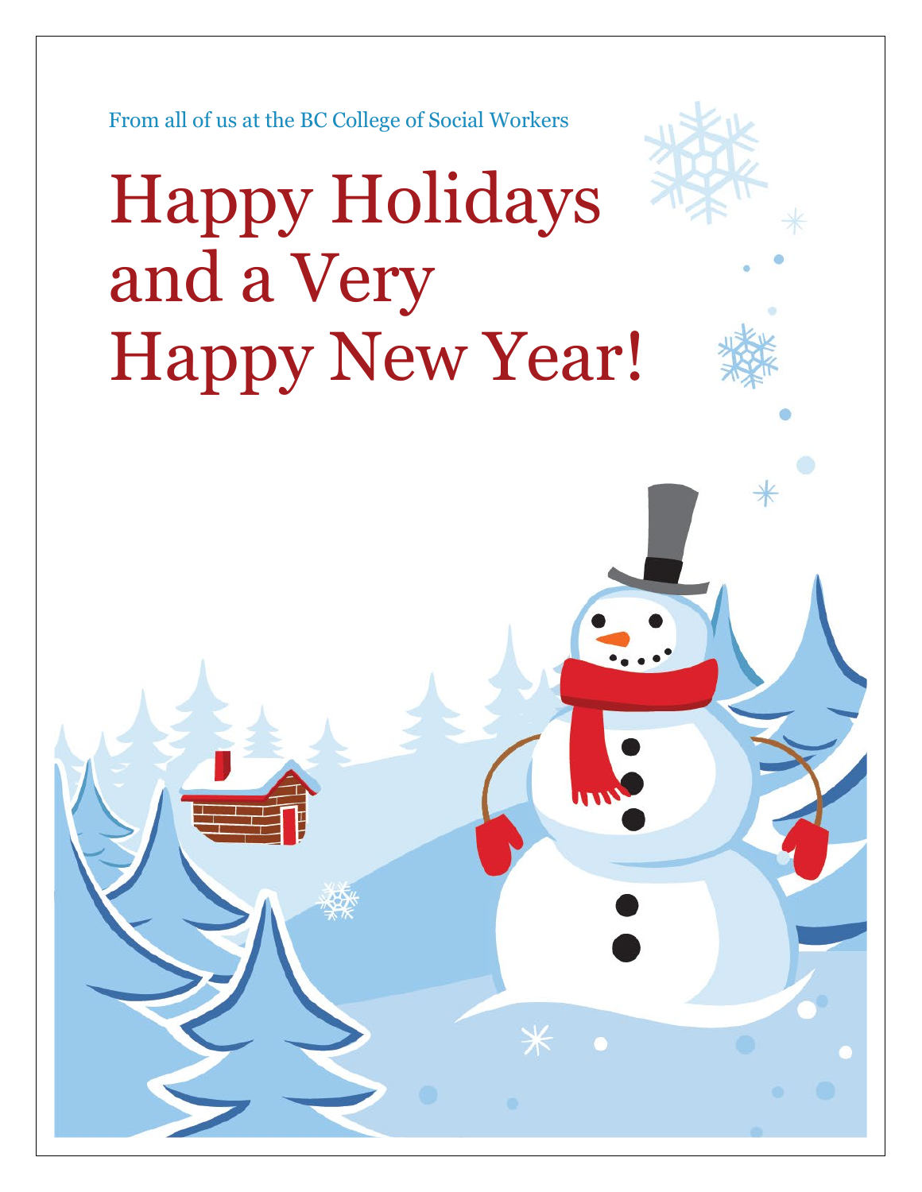From all of us at the BC College of Social Workers

# Happy Holidays and a Very Happy New Year!